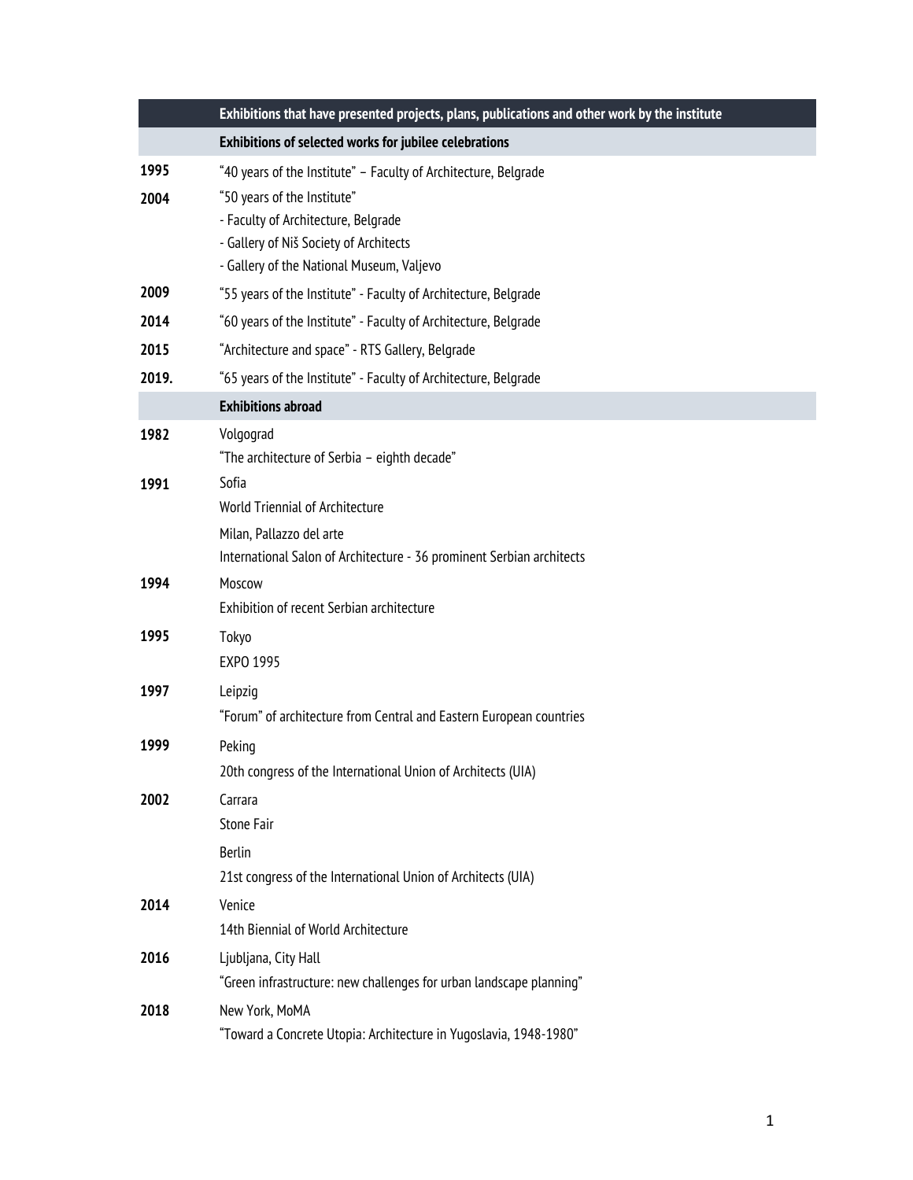| | Exhibitions that have presented projects, plans, publications and other work by the institute |
|---|---|
| | **Exhibitions of selected works for jubilee celebrations** |
| **1995** | "40 years of the Institute" – Faculty of Architecture, Belgrade |
| **2004** | "50 years of the Institute"<br>- Faculty of Architecture, Belgrade<br>- Gallery of Niš Society of Architects<br>- Gallery of the National Museum, Valjevo |
| **2009** | "55 years of the Institute" - Faculty of Architecture, Belgrade |
| **2014** | "60 years of the Institute" - Faculty of Architecture, Belgrade |
| **2015** | "Architecture and space" - RTS Gallery, Belgrade |
| **2019.** | "65 years of the Institute" - Faculty of Architecture, Belgrade |
| | **Exhibitions abroad** |
| **1982** | Volgograd<br>"The architecture of Serbia – eighth decade" |
| **1991** | Sofia<br>World Triennial of Architecture<br>Milan, Pallazzo del arte<br>International Salon of Architecture - 36 prominent Serbian architects |
| **1994** | Moscow<br>Exhibition of recent Serbian architecture |
| **1995** | Tokyo<br>EXPO 1995 |
| **1997** | Leipzig<br>"Forum" of architecture from Central and Eastern European countries |
| **1999** | Peking<br>20th congress of the International Union of Architects (UIA) |
| **2002** | Carrara<br>Stone Fair<br>Berlin<br>21st congress of the International Union of Architects (UIA) |
| **2014** | Venice<br>14th Biennial of World Architecture |
| **2016** | Ljubljana, City Hall<br>"Green infrastructure: new challenges for urban landscape planning" |
| **2018** | New York, MoMA<br>"Toward a Concrete Utopia: Architecture in Yugoslavia, 1948-1980" |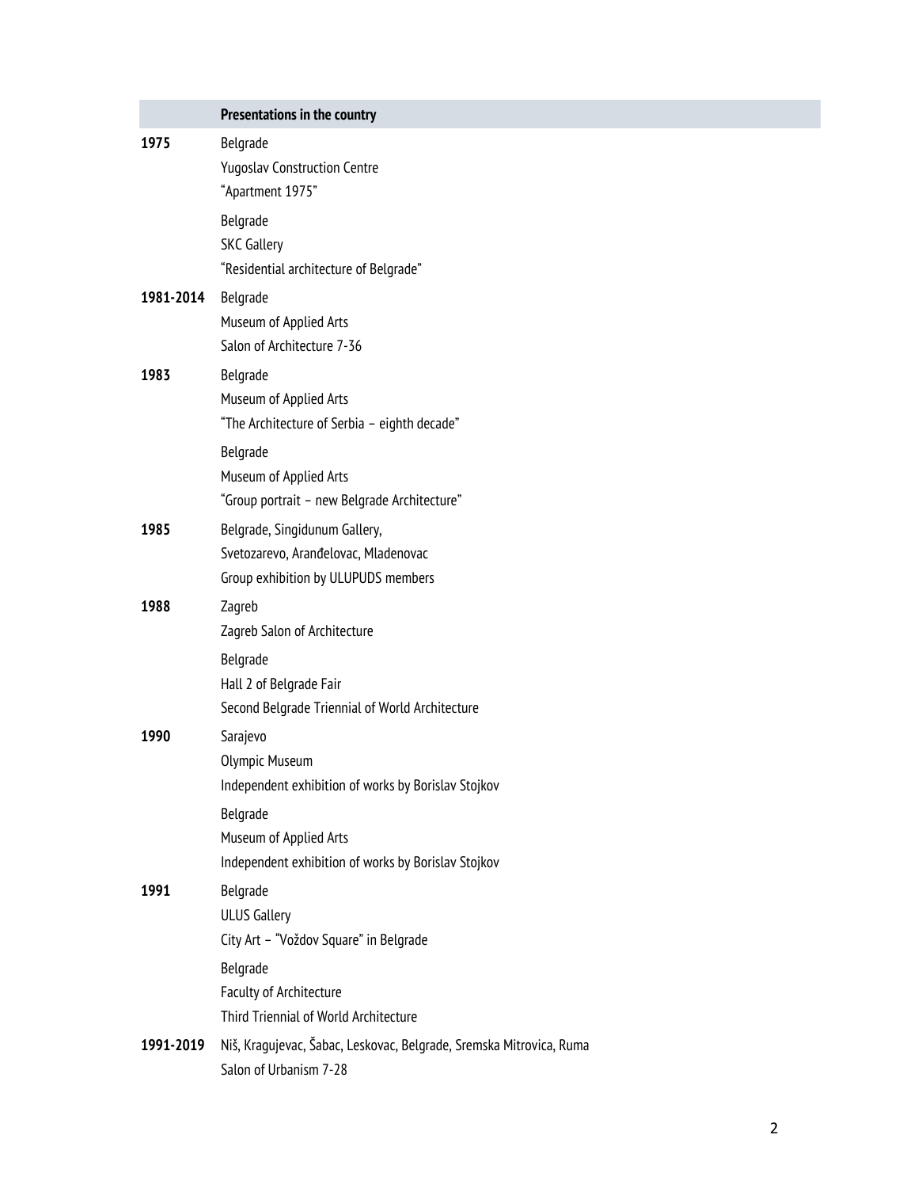| | Presentations in the country |
|---|---|
| 1975 | Belgrade<br>Yugoslav Construction Centre<br>"Apartment 1975" |
| | Belgrade<br>SKC Gallery<br>"Residential architecture of Belgrade" |
| 1981-2014 | Belgrade<br>Museum of Applied Arts<br>Salon of Architecture 7-36 |
| 1983 | Belgrade<br>Museum of Applied Arts<br>"The Architecture of Serbia – eighth decade" |
| | Belgrade<br>Museum of Applied Arts<br>"Group portrait – new Belgrade Architecture" |
| 1985 | Belgrade, Singidunum Gallery,<br>Svetozarevo, Aranđelovac, Mladenovac<br>Group exhibition by ULUPUDS members |
| 1988 | Zagreb<br>Zagreb Salon of Architecture |
| | Belgrade<br>Hall 2 of Belgrade Fair<br>Second Belgrade Triennial of World Architecture |
| 1990 | Sarajevo<br>Olympic Museum<br>Independent exhibition of works by Borislav Stojkov |
| | Belgrade<br>Museum of Applied Arts<br>Independent exhibition of works by Borislav Stojkov |
| 1991 | Belgrade<br>ULUS Gallery<br>City Art – "Voždov Square" in Belgrade |
| | Belgrade<br>Faculty of Architecture<br>Third Triennial of World Architecture |
| 1991-2019 | Niš, Kragujevac, Šabac, Leskovac, Belgrade, Sremska Mitrovica, Ruma<br>Salon of Urbanism 7-28 |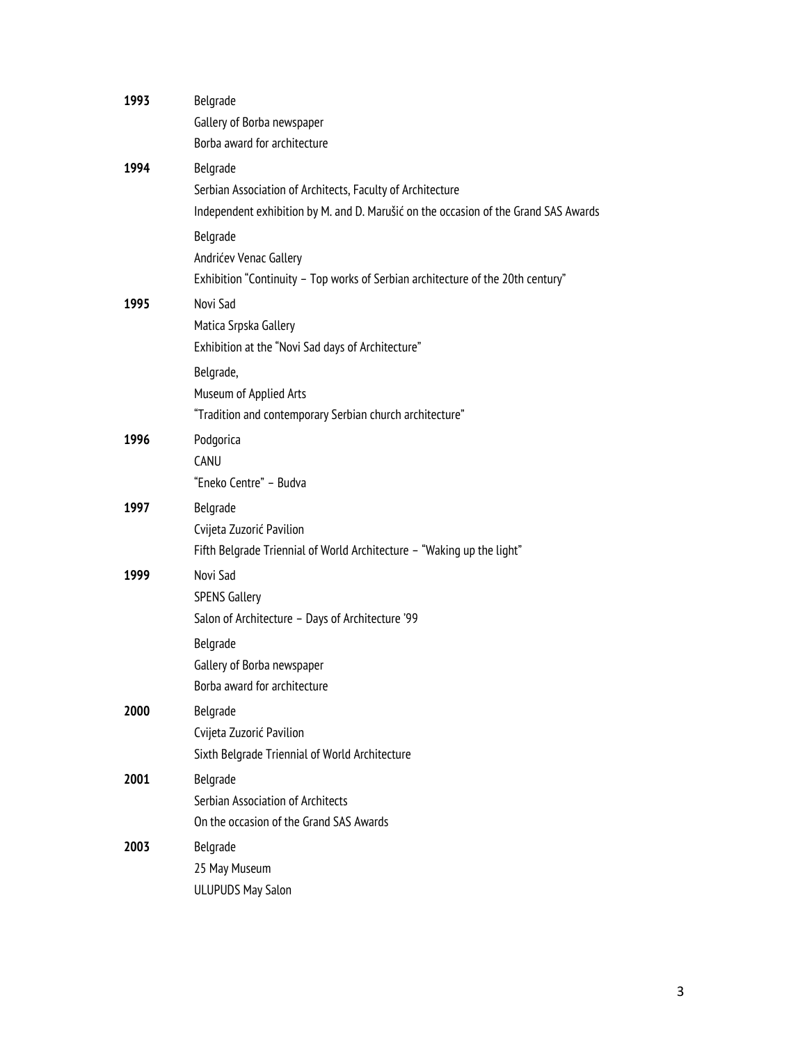**1993** Belgrade
Gallery of Borba newspaper
Borba award for architecture

**1994** Belgrade
Serbian Association of Architects, Faculty of Architecture
Independent exhibition by M. and D. Marušić on the occasion of the Grand SAS Awards

Belgrade
Andrićev Venac Gallery
Exhibition "Continuity – Top works of Serbian architecture of the 20th century"

**1995** Novi Sad
Matica Srpska Gallery
Exhibition at the "Novi Sad days of Architecture"

Belgrade,
Museum of Applied Arts
"Tradition and contemporary Serbian church architecture"

**1996** Podgorica
CANU
"Eneko Centre" – Budva

**1997** Belgrade
Cvijeta Zuzorić Pavilion
Fifth Belgrade Triennial of World Architecture – "Waking up the light"

**1999** Novi Sad
SPENS Gallery
Salon of Architecture – Days of Architecture '99

Belgrade
Gallery of Borba newspaper
Borba award for architecture

**2000** Belgrade
Cvijeta Zuzorić Pavilion
Sixth Belgrade Triennial of World Architecture

**2001** Belgrade
Serbian Association of Architects
On the occasion of the Grand SAS Awards

**2003** Belgrade
25 May Museum
ULUPUDS May Salon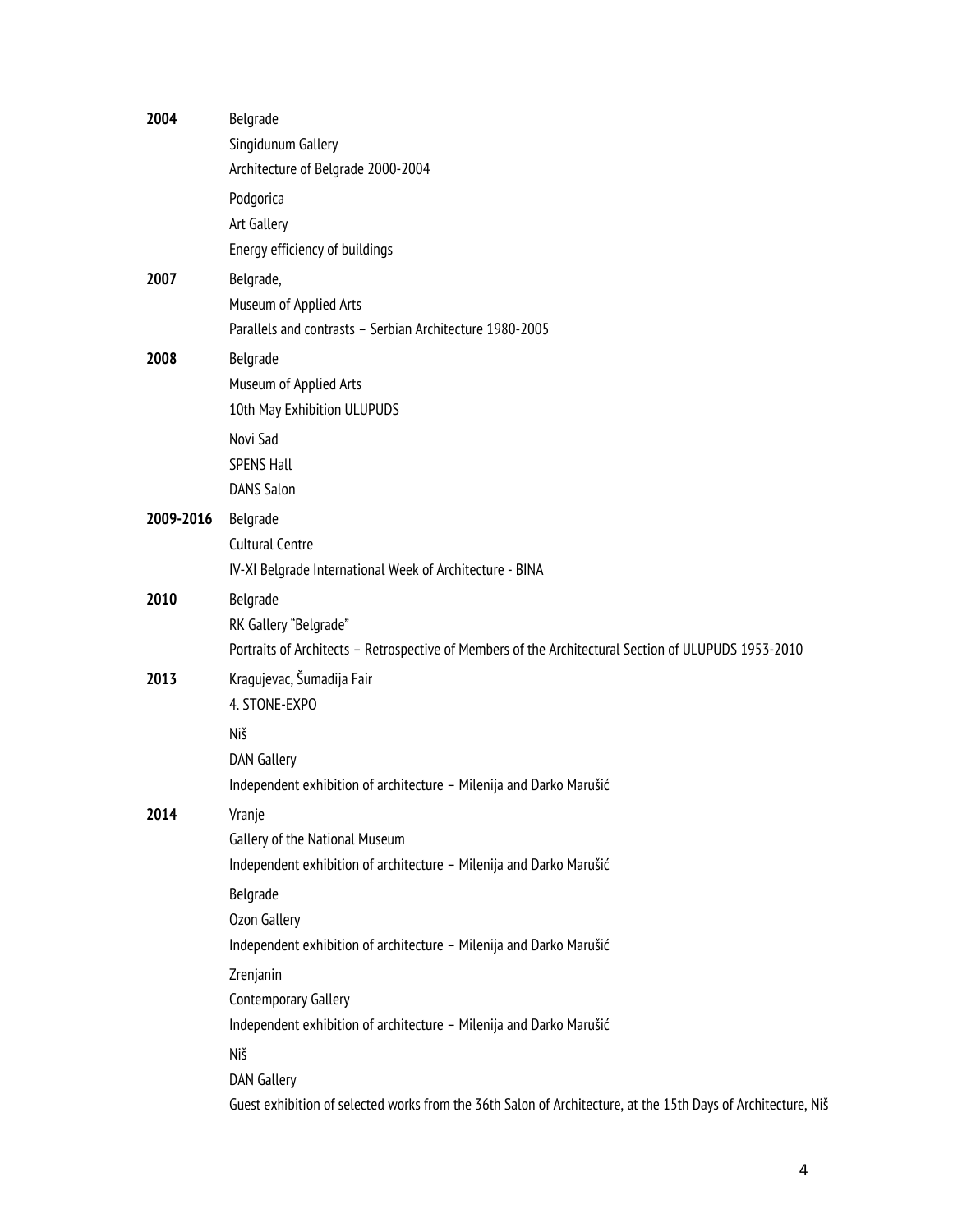**2004** Belgrade
Singidunum Gallery
Architecture of Belgrade 2000-2004

Podgorica
Art Gallery
Energy efficiency of buildings

**2007** Belgrade,
Museum of Applied Arts
Parallels and contrasts – Serbian Architecture 1980-2005

**2008** Belgrade
Museum of Applied Arts
10th May Exhibition ULUPUDS

Novi Sad
SPENS Hall
DANS Salon

**2009-2016** Belgrade
Cultural Centre
IV-XI Belgrade International Week of Architecture - BINA

**2010** Belgrade
RK Gallery "Belgrade"
Portraits of Architects – Retrospective of Members of the Architectural Section of ULUPUDS 1953-2010

**2013** Kragujevac, Šumadija Fair
4. STONE-EXPO

Niš
DAN Gallery
Independent exhibition of architecture – Milenija and Darko Marušić

**2014** Vranje
Gallery of the National Museum
Independent exhibition of architecture – Milenija and Darko Marušić

Belgrade
Ozon Gallery
Independent exhibition of architecture – Milenija and Darko Marušić

Zrenjanin
Contemporary Gallery
Independent exhibition of architecture – Milenija and Darko Marušić

Niš
DAN Gallery
Guest exhibition of selected works from the 36th Salon of Architecture, at the 15th Days of Architecture, Niš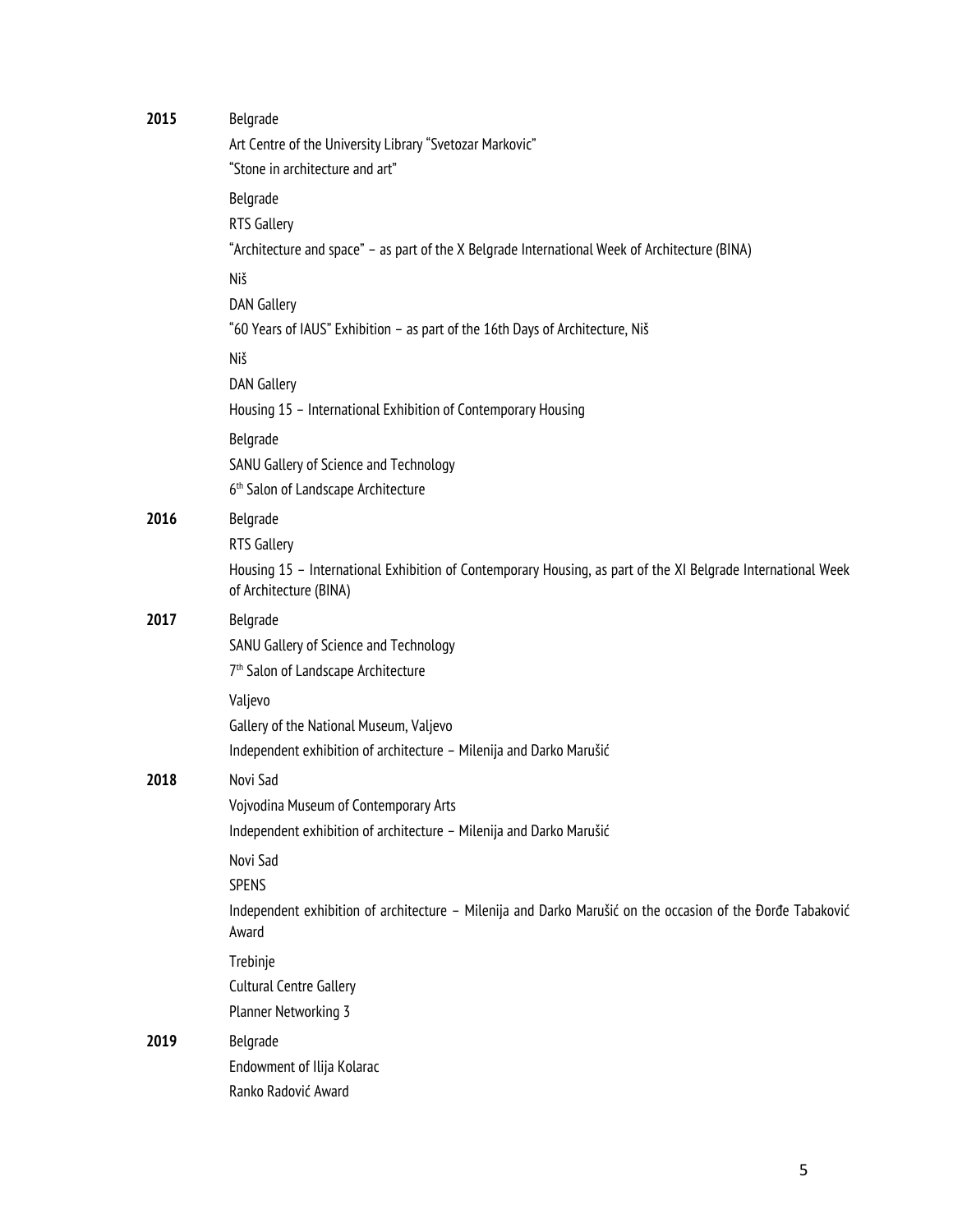**2015**

Belgrade
Art Centre of the University Library "Svetozar Markovic"
"Stone in architecture and art"

Belgrade
RTS Gallery
"Architecture and space" – as part of the X Belgrade International Week of Architecture (BINA)

Niš
DAN Gallery
"60 Years of IAUS" Exhibition – as part of the 16th Days of Architecture, Niš

Niš
DAN Gallery
Housing 15 – International Exhibition of Contemporary Housing

Belgrade
SANU Gallery of Science and Technology
6th Salon of Landscape Architecture

**2016**

Belgrade
RTS Gallery
Housing 15 – International Exhibition of Contemporary Housing, as part of the XI Belgrade International Week of Architecture (BINA)

**2017**

Belgrade
SANU Gallery of Science and Technology
7th Salon of Landscape Architecture

Valjevo
Gallery of the National Museum, Valjevo
Independent exhibition of architecture – Milenija and Darko Marušić

**2018**

Novi Sad
Vojvodina Museum of Contemporary Arts
Independent exhibition of architecture – Milenija and Darko Marušić

Novi Sad
SPENS
Independent exhibition of architecture – Milenija and Darko Marušić on the occasion of the Đorđe Tabaković Award

Trebinje
Cultural Centre Gallery
Planner Networking 3

**2019**

Belgrade
Endowment of Ilija Kolarac
Ranko Radović Award